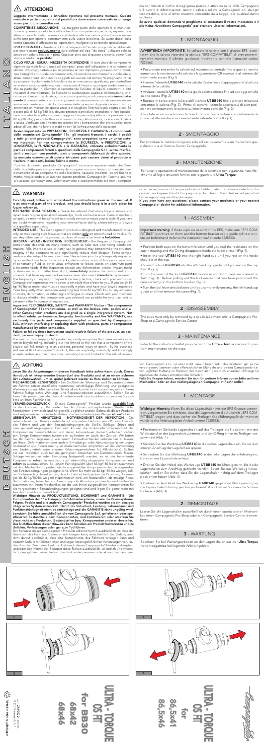# ⚠ ATTENZIONE!

**Leggete attentamente le istruzioni riportate nel presente manuale. Questo manuale è parte integrante del prodotto e deve essere conservato in un luogo sicuro per future consultazioni.**

**COMPETENZE MECCANICHE** - La maggior parte delle operazioni di manutenzione e riparazione della bicicletta richiedono competenze specifiche, esperienza e attrezzatura adeguata. La semplice attitudine alla meccanica potrebbe non essere sufficiente per operare correttamente sulla vostra bicicletta. Se avete dubbi sulla vostra capacità di effettuare tali operazioni, rivolgetevi a personale specializzato.

**USO DESIGNATO** - Questo prodotto Campagnolo® è stato progettato e fabbricato per essere usato **esclusivamente** su biciclette del tipo "da corsa" utilizzate solo su strade con asfalto liscio o in pista. Qualsiasi altro uso di questo prodotto, come fuori strada o sentieri **è proibito**.

**CICLO VITALE - USURA - NECESSITA' DI ISPEZIONE -** Il ciclo vitale dei componenti dipende da molti fattori, quali ad esempio il peso dell'utilizzatore e le condizioni di utilizzo. Urti, colpi, cadute e più in generale un uso improprio, possono comprometterne l'integrità strutturale dei componenti, riducendone enormemente il ciclo vitale; alcuni componenti sono inoltre soggetti ad usurarsi nel tempo. Vi preghiamo di far ispezionare regolarmente la bicicletta da un meccanico qualificato, per controllare se vi siano cricche, deformazioni, indicazioni di fatica o usura (per evidenziare cricche su particolari in alluminio si raccomanda l'utilizzo di liquidi penetranti o altri rivelatori di microfratture). Se l'ispezione evidenziasse qualsiasi deformazione, cricca, segni di impatto o di fatica, non importa quanto piccoli, rimpiazzate **immediatamente** il componente; anche i componenti eccessivamente usurati devono essere immediatamente sostituiti. La frequenza delle ispezioni dipende da molti fattori; contattate un meccanico specializzato per scegliere l'intervallo più adatto a voi. Se pesate più di 82 kg/180 lbs, dovete prestare particolare attenzione e fare ispezionare la vostra bicicletta con maggior frequenza (rispetto a chi pesa meno di 82 kg/180 lbs) per controllare se vi siano cricche, deformazioni, indicazioni di fatica o usura. Verificate con il vostro meccanico che i componenti che avete scelto siano adatti all'uso che ne farete e stabilite con lui la frequenza delle ispezioni.

**Avviso Importante su PRESTAZIONI, SICUREZZA E GARANZIA - I componenti delle trasmissioni Campagnolo® 11s - gli impianti frenanti, i cerchi, i pedali e tutti gli altri prodotti Campagnolo®, sono progettati come un unico sistema integrato. Per non compromettere la SICUREZZA, le PRESTAZIONI, la LONGEVITA', la FUNZIONALITA' e la GARANZIA, utilizzate esclusivamente le parti e i componenti forniti o specificati dalla Campagnolo S.r.l., senza interfacciarli o sostituirli con prodotti, parti o componenti fabbricati da altre aziende. La mancata osservanza di queste istruzioni può causare danni al prodotto e risultare in incidenti, lesioni fisiche o morte.**

L'utente di questo prodotto Campagnolo® riconosce espressamente che l'uso della bicicletta può comportare rischi compresi ma non limitati al mancato funzionamento di un componente della bicicletta, causanti incidenti, lesioni fisiche o morte. Acquistando e utilizzando questo prodotto Campagnolo®, l'utente assume e/o accetta espressamente, volontariamente e coscientemente tali rischi, compresi ma non limitati al rischio di negligenza passiva o attiva da parte della Campagnolo s.r.l. ovvero di difetti nascosti, latenti o palesi e solleva la Campagnolo s.r.l. da ogni responsabilità, sino al limite massimo consentito dalla Legge, per qualsiasi danno risultante.

**Se avete qualsiasi domanda vi preghiamo di contattare il vostro meccanico o il più vicino rivenditore Campagnolo® per ottenere ulteriori informazioni.**

## 1 - MONTAGGIO

**AVVERTENZA IMPORTANTE**: Se utilizzate le calotte con il gruppo EPS, accertatevi che le calotte riportino la dicitura "EPS COMPATIBLE" di aver preventivamente montato il cilindro guidacavi movimento centrale (istruzioni codice 7225563).

- Posizionate entrambe le calotte sul movimento centrale fino a quando sentite aumentare la resistenza sulla calotta e la guarnizione OR scompare all'interno del movimento stesso (Fig.1).
- Inserite l'utensile **UT-BB140** nella calotta destra fino ad appoggiarvi alla battuta interna della calotta.
- Avvitate l'utensile **UT-BB140** nella guida calotta sinistra fino ad appoggiarvi alla calotta stessa (Fig. 2).
- Ruotate in senso orario la leva dell'utensile **UT-BB140** fino a portare in battuta entrambe le calotte (Fig. 3). Prima di estrarre l'utensile accertatevi di aver posizionato correttamente le calotte sul movimento centrale (Fig. 3).
- Ruotate in senso antiorario la leva l'utensile fino a svitare completamente la guida calotta sinistra e successivamente estraete la vite (Fig. 4).

## 2 - SMONTAGGIO

Per smontare le calotte rivolgetevi solo ed esclusivamente a un meccanico specializzato o a un Service Center Campagnolo.

## 3 - MANUTENZIONE

Per tutte le operazioni di manutenzione delle calotte e per la garanzia, fate riferimento al foglio istruzioni fornito con la guarnitura **Ultra-Torque**.

# ⚠ WARNING!

**Carefully read, follow and understand the instructions given in this manual. It is an essential part of the product, and you should keep it in a safe place for future reference.**

**MECHANICAL QUALIFICATION -** Please be advised that many bicycle service and repair tasks require specialized knowledge, tools and experience. General mechanical aptitude may not be sufficient to properly service or repair your bicycle. If you have any doubt whatsoever regarding your service/repair ability, please take your bicycle to a qualified repair shop.

**INTENDED USE -** This Campagnolo® product is designed and manufactured for use only on road racing style bicycles that are ridden **only** on smooth road or track surfaces. Any other use of this product, such as off-road or on trails **is forbidden**.

**LIFESPAN - WEAR - INSPECTION REQUIREMENT -** The lifespan of Campagnolo® components depends on many factors, such as rider size and riding conditions. Impacts, falls, improper use or harsh use in general may compromise the structural integrity of the components and significantly reduce their lifespan. Some components are also subject to wear over time. Please have your bicycle regularly inspected by a qualified mechanic for any cracks, deformation, signs of fatigue or wear (use of penetrating fluid or other visual enhancers to locate cracks on aluminum parts is recommended). If the inspection reveals any deformation, cracks, impact marks or stress marks, no matter how slight, **immediately** replace the component; components that have experienced excessive wear also need **immediate** replacement. The frequency of inspection depends on many factors; check with your authorized Campagnolo® representative to select a schedule that is best for you. If you weigh 82 kg/180 lbs or more, you must be extra vigilant and have your bicycle inspected more frequently (than someone weighing less than 82 kg/180 lbs) for any evidence of cracks, deformation, or other signs of fatigue or stress. Check with your mechanic to discuss whether the components you selected are suitable for your use, and to determine the frequency of inspections.

**Important PERFORMANCE, SAFETY and WARRANTY Notice - The components of Campagnolo® 11s transmissions, as well as the brakes, rims, pedals and all other Campagnolo® products are designed as a single integrated system. Not to affect safety, performance, longevity, functionality and the WARRANTY, use exclusively the parts and components supplied or specified by Campagnolo S.r.l., without interfacing or replacing them with products, parts or components manufactured by other companies.**

**Failure to follow these instructions could result in failure of the product, an accident, personal injury or death.**

The user of this Campagnolo® product expressly recognizes that there are risks inherent in bicycle riding, including but not limited to the risk that a component of the bicycle can fail, resulting in an accident, personal injury or death. By his purchase and use of this Campagnolo® product, the user expressly, voluntarily and knowingly accepts and/or assumes these risks, including but not limited to the risk of passive or active negligence of Campagnolo srl or hidden, latent or obvious defects in the product, and agrees to hold Campagnolo srl harmless to the fullest extent permitted by law against any resulting damages.

**If you ever have any questions, please contact your mechanic or your nearest Campagnolo® dealer for additional information.**

## 1 - ASSEMBLY

**Important warning**: if these cups are used with the EPS, make sure "EPS COMPATIBLE" is printed on them and the bottom bracket cable guide cylinder is installed beforehand (refer to the instruction leaflet code 7225563).

- Position both cups on the bottom bracket until you feel the resistance on the cup increasing and the O-ring disappears inside the bracket itself (Fig. 1).
- Insert the tool **UT-BB140** into the right-hand cup until you rest on the inside shoulder of the cup.
- Screw the tool **UT-BB140** into the left-hand cup guide until you rest on the cup itself (Fig. 2).
- Turn the lever of the tool **UT-BB140** clockwise until both cups are screwed in flush (Fig. 3). Before pulling out the tool ensure that you have positioned the cups correctly on the bottom bracket (Fig. 3).
- Turn the tool lever anticlockwise until you completely unscrew the left-hand cup guide and then remove the screw (Fig. 4).

## 2 - DISASSEMBLY

The cups must only be removed by a specialized mechanic, a Campagnolo Pro-Shop or a Campagnolo Service Center.

## 3 - MAINTENANCE

Refer to the instruction leaflet provided with the **Ultra – Torque** crankset to perform maintenance on the cups.

# ⚠ ACHTUNG!

**Lesen Sie die Anweisungen in diesem Handbuch bitte aufmerksam durch. Dieses Handbuch ist integrierender Bestandteil des Produkts und ist an einem sicheren Ort aufzubewahren, um es später jederzeit wieder zu Rate ziehen zu können.**

**MECHANISCHE KENNTNISSE -** Ein Großteil der Wartungs- und Reparaturarbeiten am Fahrrad setzen spezifische Kenntnisse, einschlägige Erfahrung und geeignetes Werkzeug voraus. Mechanisches Talent allein könnte nicht ausreichen, um an Ihrem Fahrrad fachgerechte Wartungs- und Reparaturarbeiten auszuführen. Sollten Sie an Ihren Fähigkeiten zweifeln, diese Arbeiten korrekt durchzuführen, so wenden Sie sich bitte an Ihren Fachhändler.

**VERWENDUNGSZWECK -** Dieses Campagnolo® Produkt wurde **ausschließlich** für den Gebrauch an Rennrädern für den Einsatz auf asphaltierten Straßen oder Rennbahnen entwickelt und hergestellt. Jeglicher andere Gebrauch dieses Produkts wie beispielsweise für Geländefahrten oder auf unbefestigten Wegen **ist verboten**.

**LEBENSDAUER - ABNUTZUNG – NOTWENDIGKEIT DER INSPEKTION -** Die Lebensdauer der Komponenten hängt von vielen Faktoren wie z.B. vom Gewicht des Fahrers und von den Einsatzbedingungen ab. Stöße, Schläge, Stürze und ganz generell unsachgemäßer Gebrauch können die strukturelle Unversehrtheit der Komponenten beeinträchtigen und deren Lebensdauer dadurch erheblich verkürzen. Einige Komponenten nutzen sich außerdem im Laufe der Zeit ab. Wir bitten Sie, Ihr Fahrrad regelmäßig von einem Fahrradmechaniker untersuchen zu lassen, um Risse, Deformationen oder andere Ermüdungs- oder Abnutzungserscheinungen festzustellen (zur Feststellung an Aluminiumteilen empfehlen wir die Verwendung von Eindringmitteln oder anderen Erkennungsverfahren für Mikrobrüche). Sollten bei der Inspektion auch nur die geringsten Anzeichen von Deformationen, Rissen, Schlageinwirkungen oder Ermüdung festgestellt werden, so ist die betreffende Komponente **sofort** zu ersetzen; auch übermäßig abgenutzte Komponenten sind **sofort** auszuwechseln. Bei einem Fahrergewicht über 82 kg/180 lbs ist zusammen mit dem Mechaniker zu prüfen, ob die ausgewählten Komponenten für die vorgesehenen Einsatzbedingungen geeignet sind. Wenn Sie mehr als 82 kg/180 lbs wiegen, sollten Sie besonders darauf achten, dass Ihr Fahrrad häufiger (als bei Personen, die weniger als 82 kg/180lbs wiegen) inspiziert wird, um festzustellen, ob etwaige Risse, Deformationen, Anzeichen von Ermüdung oder Abnutzung vorhanden sind. Prüfen Sie zusammen mit Ihrem Mechaniker, ob die von Ihnen ausgewählten Komponenten für die vorgesehenen Einsatzbedingungen geeignet sind und legen Sie gemeinsam mit ihm die Inspektionsintervall fest.

**Wichtiger Hinweis zu PRODUKTLEISTUNG, SICHERHEIT und GARANTIE - Die Komponenten der 11s- Campagnolo®-Antriebssysteme, sowie die Bremssysteme, Felgen, Pedale und alle anderen Campagnolo®-Produkte wurden als ein einziges integriertes System entwickelt. Damit die Sicherheit, Leistung, Lebensdauer und Funktionstüchtigkeit nicht beeinträchtigt und die GARANTIE nicht ungültig wird, benutzen Sie bitte ausschließlich die vom Campagnolo S.r.l. gelieferten oder spezifizierten Bestandteile bzw. Komponenten, und kombinieren oder ersetzen Sie diese nicht mit Produkten, Bestandteilen bzw. Komponenten anderer Hersteller. Das Nichtbeachten dieser Hinweise kann Schäden am Produkt hervorrufen und zu Unfällen, Verletzungen oder gar zum Tod führen.**

Der Benutzer dieses Campagnolo®-Produkts erkennt hiermit ausdrücklich an, dass der Gebrauch des Fahrrads Risiken in sich bergen kann, einschließlich der Gefahr, aber nicht darauf beschränkt, dass eine Komponente des Fahrrads versagen kann und dadurch Unfälle mit körperlichen und sogar lebensgefährlichen Verletzungen verursachen könnte. Durch den Kauf und Gebrauch dieses Campagnolo®-Produkts akzeptiert und/oder übernimmt der Benutzer diese Risiken ausdrücklich, willentlich und wissentlich, dies gilt auch einschließlich des Risikos der passiven oder aktiven Fahrlässigkeit von Campagnolo s.r.l., ist aber nicht darauf beschränkt, des Weiteren gilt es bei verborgenen, latenten oder offensichtlichen Mängeln und befreit Campagnolo s.r.l. von jeglicher Haftung im Rahmen des maximalen gesetzlich erlaubten Umfangs für irgendwelche daraus entstehenden Schäden.

**Falls Sie Fragen haben, wenden Sie sich für weitere Informationen bitte an Ihren Mechaniker oder an den nächstgelegenen Campagnolo®-Fachhändler.**

## 1 - MONTAGE

**Wichtiger Hinweis:** Wenn Sie diese Lagerschalen mit der EPS-Gruppe verwenden, vergewissern Sie sich bitte, dass die Lagerschalen die Aufschrift „EPS COMPATIBLE" tragen und dass vorher der Tretlager-Kabelführungszylinder montiert wurde (siehe Anleitungsblatt Artikelnummer 7225563).

- Positionieren Sie beide Lagerschalen auf das Tretlager, bis Sie spüren, wie der Widerstand an der Lagerschale zunimmt und der O-Ring innen im Tretlager verschwindet (Abb. 1).
- Stecken Sie das Werkzeug **UT-BB140** in die rechte Lagerschale ein, bis sie den inneren Anschlag der Lagerschale spüren.
- Schrauben Sie das Werkzeug **UT-BB140** in die linke Lagerschalenführung ein, bis es an der Lagerschale anliegt.
- Drehen Sie den Hebel des Werkzeugs **UT-BB140** im Uhrzeigersinn, bis beide Lagerschalen zum Anschlag gebracht werden. Bevor Sie das Werkzeug herausziehen, stellen Sie sicher, dass Sie die Lagerschalen richtig auf dem Tretlager positioniert haben (Abb. 3).
- Drehen Sie den Hebel des Werkzeugs **UT-BB140** gegen den Uhrzeigersinn, bis die Lagerschalenführung ganz losgeschraubt ist und ziehen Sie dann die Schraube heraus (Abb. 4).

## 2 - DEMONTAGE

Lassen Sie die Lagerschalen ausschließlich durch einen spezialisierten Mechaniker, einen Campagnolo Pro-Shop oder ein Campagnolo Service-Center demontieren.

## 3 - WARTUNG

Beachten Sie bei Wartungsarbeiten an den Lagerschalen das der **Ultra-Torque** Kettenradgarnitur beiliegende Anleitungsblatt.

1

2

3

4

ULTRA - TORQUE OS FIT for BB30 68x42 68x46

ULTRA - TORQUE OS FIT for 86,5x41 86,5x46

Campagnolo

Printed on 100% recycled paper

cod. 7225572 - 10/2013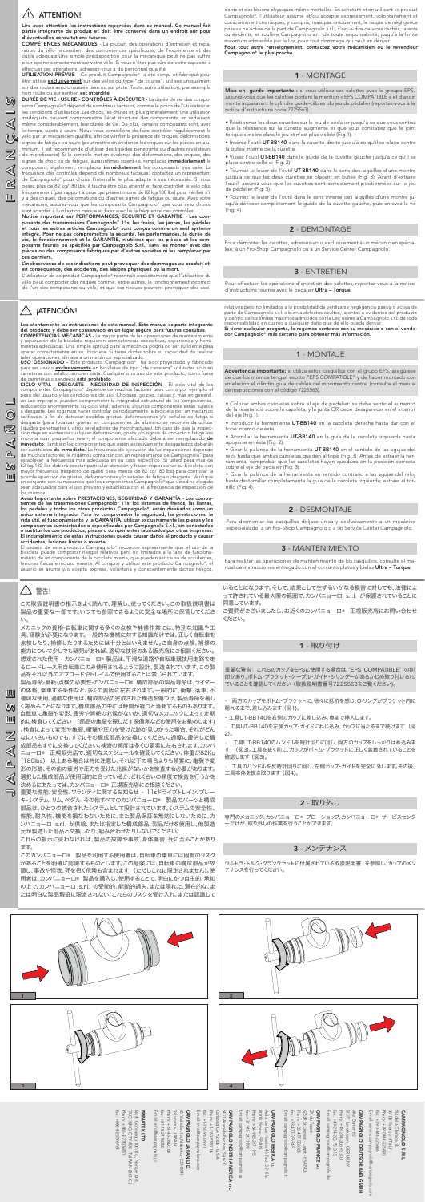# ⚠ ATTENTION!

**Lire avec attention les instructions reportées dans ce manuel. Ce manuel fait partie intégrante du produit et doit être conservé dans un endroit sûr pour d'éventuelles consultations futures.**

**COMPÉTENCES MÉCANIQUES** - La plupart des opérations d'entretien et réparation du vélo nécessitent des compétences spécifiques, de l'expérience et des outils adéquats. Une simple prédisposition pour la mécanique peut ne pas suffire pour opérer correctement sur votre vélo. Si vous n'êtes pas sûrs de votre capacité à effectuer ces opérations, adressez-vous à du personnel qualifié.

**UTILISATION PRÉVUE** - Ce produit Campagnolo® a été conçu et fabriqué pour être utilisé **exclusivement** sur des vélos du type "de course", utilisés uniquement sur des routes avec chaussée lisse ou sur piste. Toute autre utilisation, par exemple hors route ou sur sentier, **est interdite**.

**DURÉE DE VIE - USURE - CONTRÔLES À EXÉCUTER -** La durée de vie des composants Campagnolo® dépend de nombreux facteurs, comme le poids de l'utilisateur et les conditions d'utilisation. Les chocs, les chutes et, plus généralement, une utilisation inadéquate peuvent compromettre l'état structurel des composants, en réduisant, même considérablement, leur durée de vie. De plus, certains composants sont, avec le temps, sujets à usure. Nous vous conseillons de faire contrôler régulièrement le vélo par un mécanicien qualifié, afin de vérifier la présence de criques, déformations, signes de fatigue ou usure (pour mettre en évidence les criques sur les pièces en aluminium, il est recommandé d'utiliser des liquides pénétrants ou d'autres révélateurs de microfissures). Si le contrôle met en évidence des déformations, des criques, des signes de choc ou de fatigue, aussi infimes soient-ils, remplacez **immédiatement** le composant; également, remplacez **immédiatement** les composants très usés. La fréquence des contrôles dépend de nombreux facteurs; contactez un représentant de Campagnolo® pour choisir l'intervalle le plus adapté à vos exigences. Si vous pesez plus de 82 kg/180 lbs, il faudra être plus attentif et faire contrôler le vélo plus fréquemment (par rapport à ceux qui pèsent moins de 82 kg/180 lbs) pour vérifier s'il y a des criques, des déformations ou d'autres signes de fatigue ou usure. Avec votre mécanicien, assurez-vous que les composants Campagnolo® que vous avez choisis sont adaptés à l'utilisation prévue et fixez avec lui la fréquence des contrôles.

**Notice important sur PERFORMANCES, SECURITE ET GARANTIE - Les composants des transmissions Campagnolo® 11s, les freins, les jantes, les pédales et tous les autres articles Campagnolo® sont conçus comme un seul système intégré. Pour ne pas compromettre la sécurité, les performances, la durée de vie, le fonctionnement et la GARANTIE, n'utilisez que les pièces et les composants fournis ou spécifiés par Campagnolo S.r.l., sans les monter avec des pièces ou des composants fabriqués par d'autres sociétés ni les remplacer par ces derniers.**

**L'inobservance de ces indications peut provoquer des dommages au produit et, en conséquence, des accidents, des lésions physiques ou la mort.**

L'utilisateur de ce produit Campagnolo® reconnaît explicitement que l'utilisation du vélo peut comporter des risques comme, entre autres, le fonctionnement incorrect de l'un des composants du vélo, ce que ces risques peuvent provoquer des accidents et des lésions physiques même mortelles. En achetant et en utilisant ce produit Campagnolo®, l'utilisateur assume et/ou accepte expressément, volontairement et consciemment ces risques, y compris, mais pas uniquement, le risque de négligence passive ou active de la part de Campagnolo s.r.l., c'est-à-dire de vices cachés, latents ou évidents, et soulève Campagnolo s.r.l. de toute responsabilité, jusqu'à la limite maximum admissible par la Loi, pour tout dommage qui peut en dériver.

**Pour tout autre renseignement, contactez votre mécanicien ou le revendeur Campagnolo® le plus proche.**

## 1 - MONTAGE

**Mise en garde importante :** si vous utilisez ces calottes avec le groupe EPS, assurez-vous que les calottes portent la mention « EPS COMPATIBLE » et d'avoir monté auparavant le cylindre guide-câbles du jeu de pédalier (reportez-vous à la notice d'instructions code 7225563).

- Positionnez les deux cuvettes sur le jeu de pédalier jusqu'à ce que vous sentiez que la résistance sur la cuvette augmente et que vous constatez que le joint torique s'insère dans le jeu et n'est plus visible (Fig. 1).
- Insérez l'outil **UT-BB140** dans la cuvette droite jusqu'à ce qu'il se place contre la butée interne de la cuvette.
- Vissez l'outil **UT-BB140** dans le guide de la cuvette gauche jusqu'à ce qu'il se place contre celle-ci (Fig. 2).
- Tournez le levier de l'outil **UT-BB140** dans le sens des aiguilles d'une montre jusqu'à ce que les deux cuvettes se placent en butée (Fig. 3). Avant d'extraire l'outil, assurez-vous que les cuvettes sont correctement positionnées sur le jeu de pédalier (Fig. 3).
- Tournez le levier de l'outil dans le sens inverse des aiguilles d'une montre jusqu'à dévisser complètement le guide de la cuvette gauche, puis enlevez-la vis (Fig. 4).

## 2 - DEMONTAGE

Pour démonter les calottes, adressez-vous exclusivement à un mécanicien spécialisé, à un Pro-Shop Campagnolo ou à un Service Center Campagnolo.

## 3 - ENTRETIEN

Pour effectuer les opérations d'entretien des calottes, reportez-vous à la notice d'instructions fournie avec le pédalier **Ultra – Torque**.

# ⚠ ¡ATENCIÓN!

**Lea atentamente las instrucciones de este manual. Éste manual es parte integrante del producto y debe ser conservado en un lugar seguro para futuras consultas.**

**COMPETENCIAS MECÁNICAS** - La mayor parte de las operaciones de mantenimiento y reparación de la bicicleta requieren competencias específicas, experiencia y herramientas adecuadas. Una simple aptitud para la mecánica podría no ser suficiente para operar correctamente en su bicicleta. Si tiene dudas sobre su capacidad de realizar tales operaciones, diríjase a un mecánico especializado.

**USO DESIGNADO** - Este producto Campagnolo® ha sido proyectado y fabricado para ser usado **exclusivamente** en bicicletas de tipo "de carretera" utilizadas sólo en carreteras con asfalto liso o en pista. Cualquier otro uso de este producto, como fuera de carreteras o senderos **está prohibido**.

**CICLO VITAL - DESGASTE - NECESIDAD DE INSPECCIÓN** - El ciclo vital de los componentes Campagnolo® depende de muchos factores tales como por ejemplo el peso del usuario y las condiciones de uso. Choques, golpes, caídas y, más en general, un uso impropio, pueden comprometer la integridad estructural de los componentes, reduciendo enormemente su ciclo vital; además, algunos componentes están sujetos a desgaste. Le rogamos hacer controlar periódicamente la bicicleta por un mecánico calificado, a fin de detectar posibles grietas, deformaciones y/o señales de fatiga o desgaste (para localizar grietas en componentes de aluminio se recomienda utilizar líquidos penetrantes u otros reveladores de microfracturas). En caso de que la inspección deje en evidencia cualquier deformación, grieta y/o signos de impacto o fatiga no importa cuan pequeños sean-, el componente afectado deberá ser **reemplazado de inmediato**. También los componentes que estén excesivamente desgastados deberán ser sustituidos **de inmediato**. La frecuencia de la ejecución de las inspecciones depende de muchos factores; le rogamos contactar con un representante de Campagnolo® para establecer la frecuencia más adecuada en su caso específico. Si usted pesa más de 82 kg/180 lbs deberá prestar particular atención y hacer inspeccionar su bicicleta con mayor frecuencia (respecto de quien pese menos de 82 kg/180 lbs) para controlar la posible aparición de grietas, deformaciones y/o señales de fatiga o desgaste. Verifique en conjunto con su mecánico que los componentes Campagnolo® que usted ha elegido sean adecuados para el uso previsto y establezca con él la frecuencia de inspección de los mismos.

**Aviso importante sobre PRESTACIONES, SEGURIDAD Y GARANTÍA - Los componentes de las transmisiones Campagnolo® 11s, los sistemas de frenos, las llantas, los pedales y todos los otros productos Campagnolo®, están diseñados como un único sistema integrado. Para no comprometer la seguridad, las prestaciones, la vida útil, el funcionamiento y la GARANTÍA, utilice exclusivamente las piezas y los componentes suministrados o especificados por Campagnolo S.r.l., sin conectarlos o sustituirlos con productos, piezas o componentes fabricados por otras empresas. El incumplimiento de estas instrucciones puede causar daños al producto y causar accidentes, lesiones físicas o muerte.**

El usuario de este producto Campagnolo® reconoce expresamente que el uso de la bicicleta puede comportar riesgos relativos pero no limitados a la falta de funcionamiento de un componente de la bicicleta misma, que pueden ser causa de accidentes, lesiones físicas e incluso muerte. Al comprar y utilizar este producto Campagnolo®, el usuario se asume y/o acepta expresa, voluntaria y conscientemente dichos riesgos, relativos pero no limitados a la posibilidad de verificarse negligencia pasiva o activa de parte de Campagnolo s.r.l. o bien a defectos ocultos, latentes o evidentes del producto y, dentro de los límites máximos admitidos por la Ley, exime a Campagnolo s.r.l. de toda responsabilidad en cuanto a cualquier daño que de ello pueda derivar.

**Si tiene cualquier pregunta, le rogamos contacte con su mecánico o con el vendedor Campagnolo® más cercano para obtener más información.**

## 1 - MONTAJE

**Advertencia importante:** si utiliza estos casquillos con el grupo EPS, asegúrese de que los mismos tengan escrito "EPS COMPATIBLE" y de haber instalado con antelación el cilindro guía de cables del movimiento central (consulte el manual de instrucciones con el código 7225563).

- Colocar ambas cazoletas sobre el eje de pedalier: se debe sentir el aumento de la resistencia sobre la cazoleta, y la junta OR debe desaparecer en el interior del eje (Fig.1).
- Introducir la herramienta **UT-BB140** en la cazoleta derecha hasta dar con el tope interno de ésta.
- Atornillar la herramienta **UT-BB140** en la guía de la cazoleta izquierda hasta apoyarse en ésta (Fig. 2).
- Girar la palanca de la herramienta **UT-BB140** en el sentido de las agujas del reloj hasta que ambas cazoletas queden al tope (Fig. 3). Antes de extraer la herramienta, comprobar que las cazoletas hayan quedado en la posición correcta sobre el eje de pedalier (Fig. 3).
- Girar la palanca de la herramienta en sentido contrario a las agujas del reloj hasta destornillar completamente la guía de la cazoleta izquierda; extraer el tornillo (Fig. 4).

## 2 - DESMONTAJE

Para desmontar los casquillos diríjase única y exclusivamente a un mecánico especializado, a un Pro-Shop Campagnolo o a un Service Center Campagnolo.

## 3 - MANTENIMIENTO

Para realizar las operaciones de mantenimiento de los casquillos, consulte el manual de instrucciones entregado con el conjunto platos y bielas **Ultra – Torque**.

# ⚠ 警告!

この取扱説明書の指示をよく読んで、理解し、従ってください。この取扱説明書は製品の重要な一部です。いつでも参照できるように安全な場所に保管してください。

メカニックの資格-自転車に関する多くの点検や補修作業には、特別な知識や工具、経験が必要になります。一般的な機械に対する知識だけでは、正しく自転車を点検したり、補修したりするためには十分とはいえません。ご自身の点検、補修の能力について少しでも疑問があれば、適切な技術のある販売店にご相談ください。
想定された使用 - カンパニョーロ® 製品は、平滑な道路や自転車競技用走路を走るロードレース用自転車にのみ使用されるよう設計、製造されています。この製品をオフロードやトレイルで使用することは禁じられています。
製品寿命-摩耗-点検の必要性-カンパニョーロ® 構成部品の製品寿命は、ライダーの体格、乗車する条件など、多くの要因に左右されます。一般的に、衝撃、落車、不適切な使用、過酷な使用は、構成部品の完成された構造を傷つけ、製品寿命を著しく縮めることになります。構成部品の中には時間が経つと消耗するものもあります。自転車に亀裂や変形、疲労や消耗の兆候がないか、適切なメカニックによって定期的に検査してください　(部品の亀裂を探しだす探傷剤などの使用をお勧めします)。検査によって変形や亀裂、衝撃や圧力を受けた跡が見つかった場合、それがどんなに小さいものでも、すぐにその構成部品を交換してください。過度に使用した構成部品もすぐに交換してください。検査の頻度は多くの要素に左右されます。カンパニョーロ® 正規販売店で、適切なスケジュールを確認してください。体重が82Kg(180lbs)以上ある場合は特に注意し、それ以下の場合よりも頻繁に、亀裂や変形の形跡、その他の疲労や圧力を受けた兆候がないかを検査する必要があります。選択した構成部品が使用目的に合っているか、どれくらいの頻度で検査を行うかを決めるにあたっては、カンパニョーロ® 正規販売店にご相談ください。
重要な性能、安全性、ワランティに関するお知らせ - 11sドライブトレイン、ブレーキ・システム、リム、ペダル、その他すべてのカンパニョーロ® 製品のパーツと構成部品は、ひとつの統合されたシステムとして設計されています。システムの安全性、性能、耐久性、機能を損なわないために、カンパニョーロ s.r.l. が供給、または指定した構成部品、製品だけを使用し、他製造元が製造した部品と交換したり、組み合わせたりしないでください。
これらの指示に従わなければ、製品の故障や事故、身体傷害、死に至ることがあります。
このカンパニョーロ® 製品を利用する使用者は、自転車の乗車には固有のリスクがあることを明確に認識するものとします。この危険には、自転車の構成部品が故障し、事故や傷害、死を招く危険も含まれます（ただしこれに限定されません）。使用者は、カンパニョーロ® 製品を購入し、使用することで、明白にかつ自主的、承知の上で、カンパニョーロ s.r.l. の受動的、能動的過失、または隠れた、潜在的な、または明白な製品欠陥に限定されない、これらのリスクを受け入れ、または認識していることになります。そして、結果として生ずるいかなる損害に対しても、法律によって許されている最大限の範囲で、カンパニョーロ s.r.l. が保護されていることに同意しています。
ご質問がございましたら、お近くのカンパニョーロ® 正規販売店にお問い合わせください。

## 1 - 取り付け

重要な警告：これらのカップをEPSに使用する場合は、"EPS COMPATIBLE" の刻印があり、ボトム・ブラケット・ケーブル・ガイド・シリンダーがあらかじめ取り付けられていることを確認してください (取扱説明書番号7225563をご覧ください)。

- 両方のカップをボトム・ブラケットに、徐々に抵抗を感じ、O-リングがブラケット内に隠れるまで、差し込みます (図1)。
- 工具UT-BB140を右側のカップに差し込み、奥まで押し入れます。
- 工具UT-BB140を左側カップ・ガイドにねじ込み、カップに当たるまで締めます (図2)。
- 工具UT-BB140のハンドルを時計回りに回し、両方のカップをしっかりはめ込みます (図3)。工具を抜く前に、カップがボトム・ブラケットに正しく装着されていることを確認します (図3)。
- 工具のハンドルを反時計回りに回し、左側カップ・ガイドを完全に外します。その後、工具本体を抜き取ります (図4)。

## 2 - 取り外し

専門のメカニック、カンパニョーロ® プローショップ、カンパニョーロ® サービスセンターだけが、取り外しの作業を行うことができます。

## 3 - メンテナンス

ウルトラ・トルク・クランクセットに付属されている取扱説明書　を参照し、カップのメンテナンスを行ってください。

**CAMPAGNOLO S.R.L.**
Via della Chimica, 4
36100 Vicenza - ITALY
Phone: +39 0444 225600
Fax: +39 0444 225400
www.campagnolo.com

**CAMPAGNOLO DEUTSCHLAND GMBH**
Zeppelinstraße 10
85748 Garching - GERMANY
Phone: +49 (0) 89 323 19 70
Fax: +49 (0) 89 323 19 720
Email: campagnolo@campagnolo.de

**CAMPAGNOLO FRANCE SAS**
Parc Tertiaire Lanrinon
42330 St. Galmier Cedex - FRANCE
Phone: +33 477 52 69 00
Fax: +33 477 52 69 06
Email: campagnolo@campagnolo.fr

**CAMPAGNOLO IBERICA S.L.**
Calle Cordelers 2-4, 2a Plta. 2a
08023 Barcelona - SPAIN
Phone: +34 93 232 1001
Fax: +34 93 232 1795
Email: campagnolo@campagnolo.es

**CAMPAGNOLO NORTH AMERICA inc.**
5431 Avenida Encinas - Suite C
Carlsbad CA 92008 - U.S.A.
Phone: +1 760 931 0068
Fax: +1 760 931 0991
Email: info@campagnolona.com

**CAMPAGNOLO JAPAN LTD**
4F Tomoeya Bldg, 1-10-6 Koto-ku
Tokyo 135-0016 - JAPAN
Phone: +81 3 5600 6410
Fax: +81 3 5600 6408
Email: info@campagnolo.jp

**PRIMEBIKE LTD**
No.4 Gongye 10th Rd., Taichung City,
TAICHUNG 407 (Taiwan) - R.O.C.
Phone: +886 4 2359 1090
Fax: +886 4 2359 5274